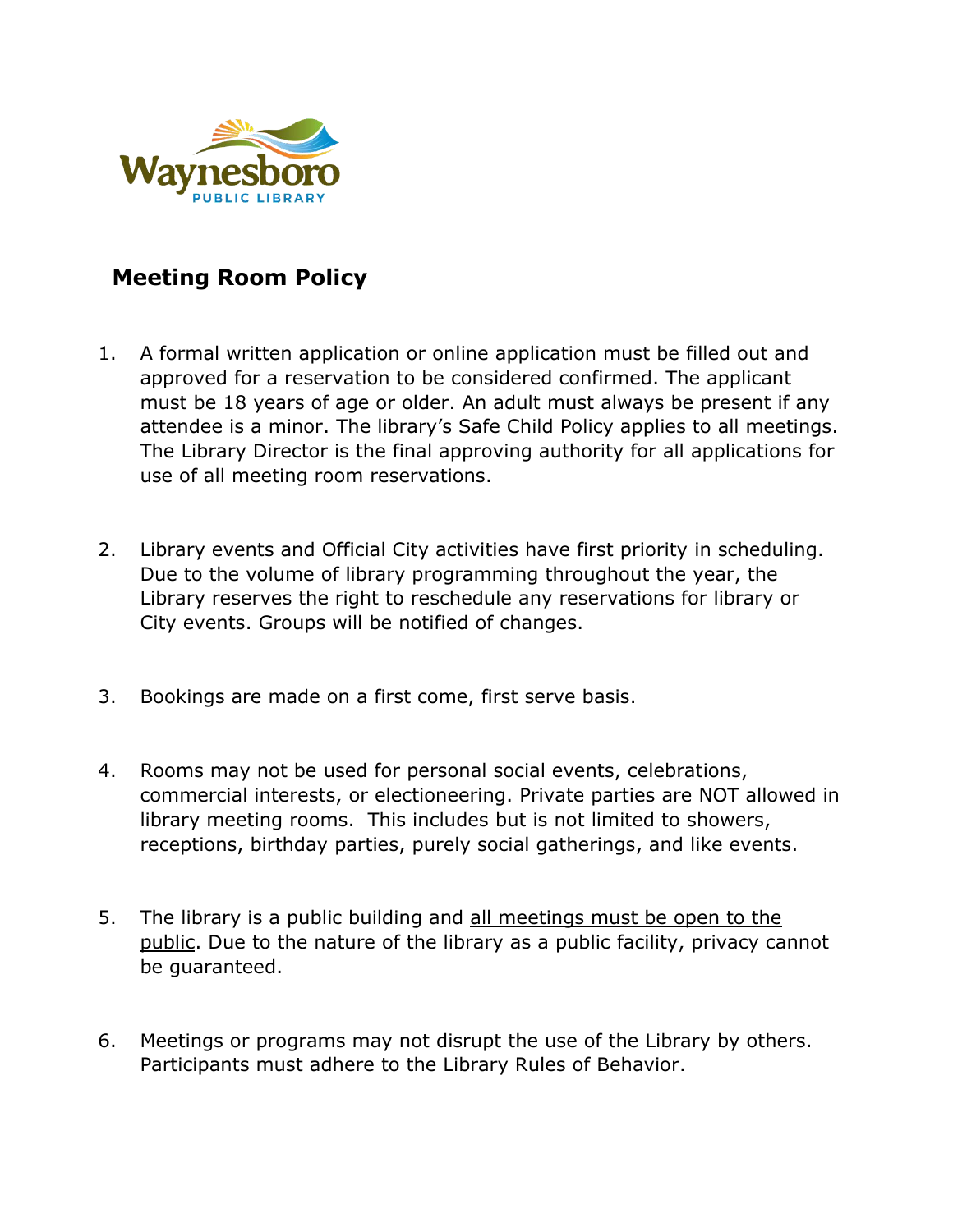Waynesboro
PUBLIC LIBRARY

## Meeting Room Policy

1. A formal written application or online application must be filled out and approved for a reservation to be considered confirmed. The applicant must be 18 years of age or older. An adult must always be present if any attendee is a minor. The library's Safe Child Policy applies to all meetings. The Library Director is the final approving authority for all applications for use of all meeting room reservations.

2. Library events and Official City activities have first priority in scheduling. Due to the volume of library programming throughout the year, the Library reserves the right to reschedule any reservations for library or City events. Groups will be notified of changes.

3. Bookings are made on a first come, first serve basis.

4. Rooms may not be used for personal social events, celebrations, commercial interests, or electioneering. Private parties are NOT allowed in library meeting rooms. This includes but is not limited to showers, receptions, birthday parties, purely social gatherings, and like events.

5. The library is a public building and <u>all meetings must be open to the public</u>. Due to the nature of the library as a public facility, privacy cannot be guaranteed.

6. Meetings or programs may not disrupt the use of the Library by others. Participants must adhere to the Library Rules of Behavior.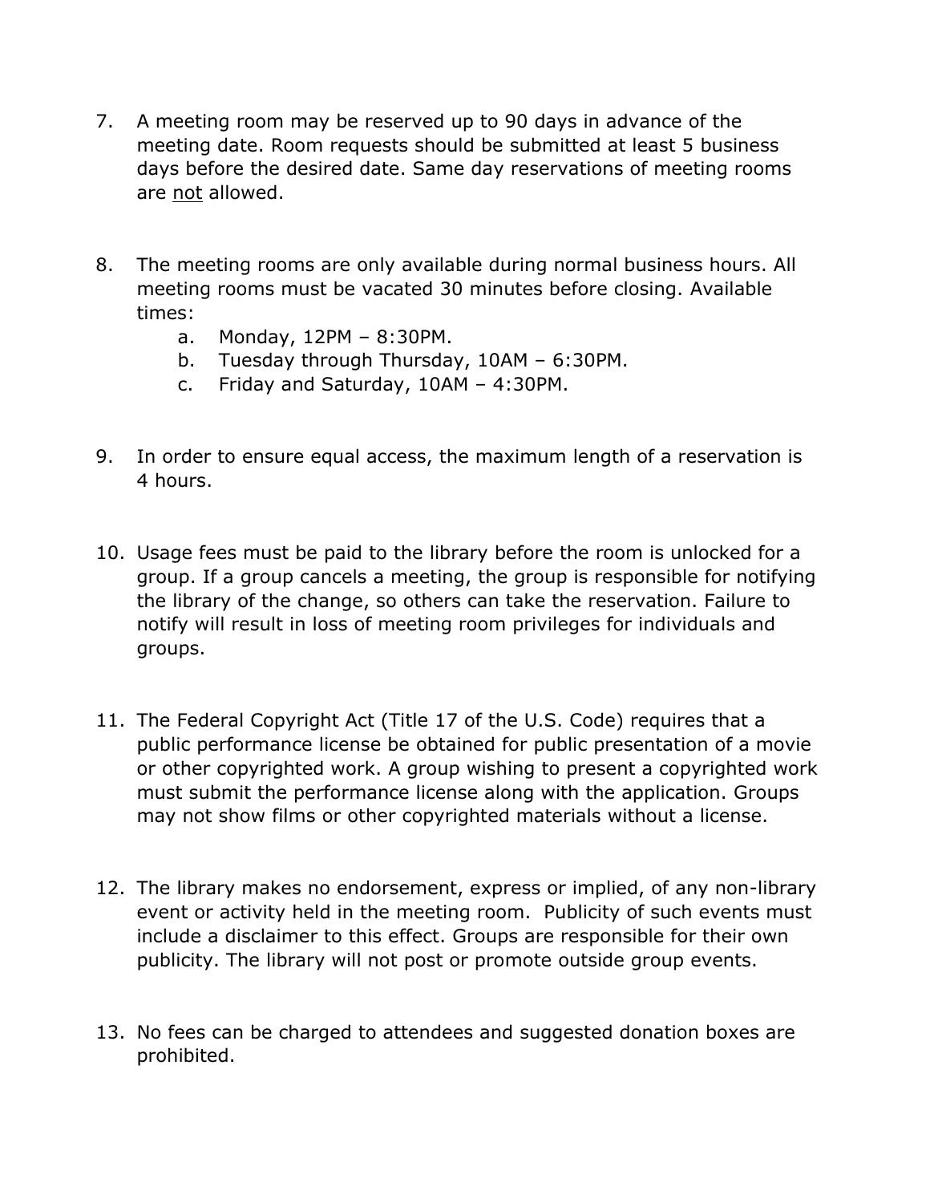7. A meeting room may be reserved up to 90 days in advance of the meeting date. Room requests should be submitted at least 5 business days before the desired date. Same day reservations of meeting rooms are <u>not</u> allowed.

8. The meeting rooms are only available during normal business hours. All meeting rooms must be vacated 30 minutes before closing. Available times:
    a. Monday, 12PM – 8:30PM.
    b. Tuesday through Thursday, 10AM – 6:30PM.
    c. Friday and Saturday, 10AM – 4:30PM.

9. In order to ensure equal access, the maximum length of a reservation is 4 hours.

10. Usage fees must be paid to the library before the room is unlocked for a group. If a group cancels a meeting, the group is responsible for notifying the library of the change, so others can take the reservation. Failure to notify will result in loss of meeting room privileges for individuals and groups.

11. The Federal Copyright Act (Title 17 of the U.S. Code) requires that a public performance license be obtained for public presentation of a movie or other copyrighted work. A group wishing to present a copyrighted work must submit the performance license along with the application. Groups may not show films or other copyrighted materials without a license.

12. The library makes no endorsement, express or implied, of any non-library event or activity held in the meeting room. Publicity of such events must include a disclaimer to this effect. Groups are responsible for their own publicity. The library will not post or promote outside group events.

13. No fees can be charged to attendees and suggested donation boxes are prohibited.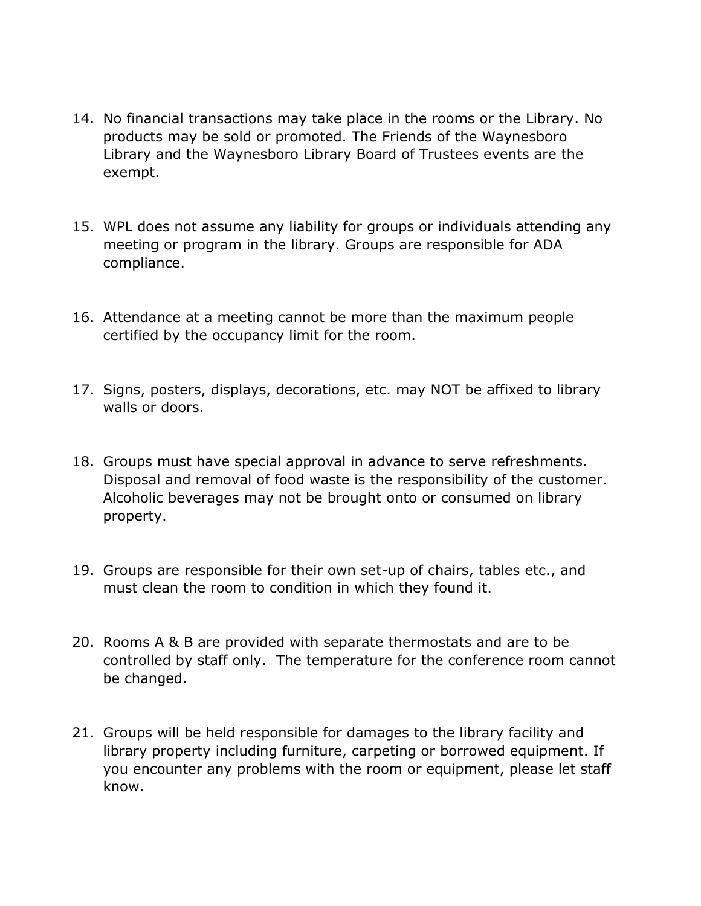14. No financial transactions may take place in the rooms or the Library. No products may be sold or promoted. The Friends of the Waynesboro Library and the Waynesboro Library Board of Trustees events are the exempt.

15. WPL does not assume any liability for groups or individuals attending any meeting or program in the library. Groups are responsible for ADA compliance.

16. Attendance at a meeting cannot be more than the maximum people certified by the occupancy limit for the room.

17. Signs, posters, displays, decorations, etc. may NOT be affixed to library walls or doors.

18. Groups must have special approval in advance to serve refreshments. Disposal and removal of food waste is the responsibility of the customer. Alcoholic beverages may not be brought onto or consumed on library property.

19. Groups are responsible for their own set-up of chairs, tables etc., and must clean the room to condition in which they found it.

20. Rooms A & B are provided with separate thermostats and are to be controlled by staff only. The temperature for the conference room cannot be changed.

21. Groups will be held responsible for damages to the library facility and library property including furniture, carpeting or borrowed equipment. If you encounter any problems with the room or equipment, please let staff know.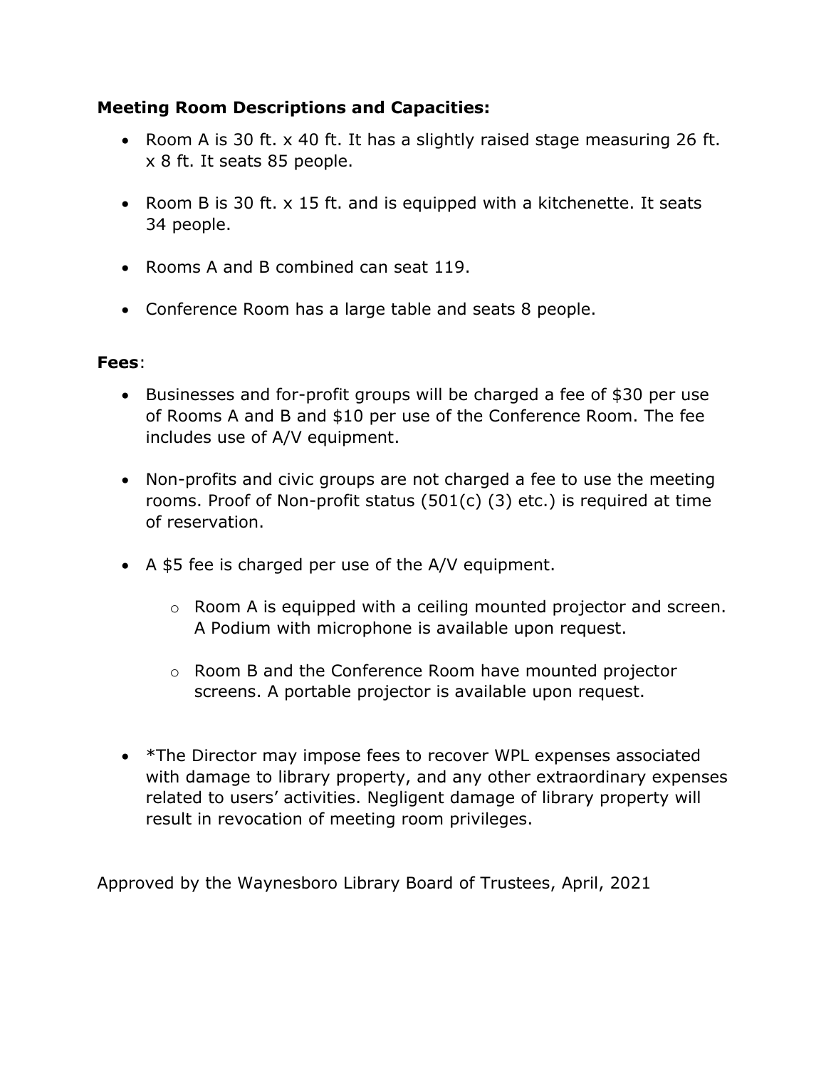**Meeting Room Descriptions and Capacities:**

- Room A is 30 ft. x 40 ft. It has a slightly raised stage measuring 26 ft. x 8 ft. It seats 85 people.
- Room B is 30 ft. x 15 ft. and is equipped with a kitchenette. It seats 34 people.
- Rooms A and B combined can seat 119.
- Conference Room has a large table and seats 8 people.

**Fees**:

- Businesses and for-profit groups will be charged a fee of $30 per use of Rooms A and B and $10 per use of the Conference Room. The fee includes use of A/V equipment.
- Non-profits and civic groups are not charged a fee to use the meeting rooms. Proof of Non-profit status (501(c) (3) etc.) is required at time of reservation.
- A $5 fee is charged per use of the A/V equipment.
    - Room A is equipped with a ceiling mounted projector and screen. A Podium with microphone is available upon request.
    - Room B and the Conference Room have mounted projector screens. A portable projector is available upon request.
- *The Director may impose fees to recover WPL expenses associated with damage to library property, and any other extraordinary expenses related to users' activities. Negligent damage of library property will result in revocation of meeting room privileges.

Approved by the Waynesboro Library Board of Trustees, April, 2021